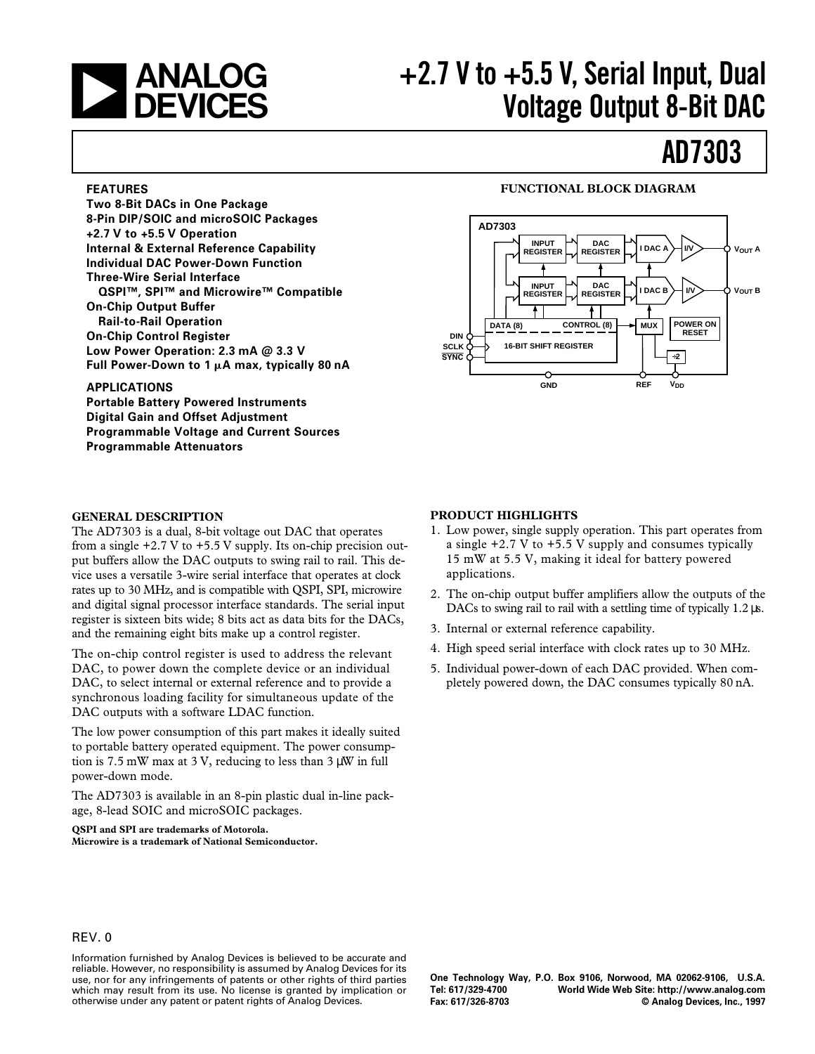# +2.7 V to +5.5 V, Serial Input, Dual Voltage Output 8-Bit DAC

# AD7303

## FEATURES

- Two 8-Bit DACs in One Package
- 8-Pin DIP/SOIC and microSOIC Packages
- +2.7 V to +5.5 V Operation
- Internal & External Reference Capability
- Individual DAC Power-Down Function
- Three-Wire Serial Interface
  - QSPI™, SPI™ and Microwire™ Compatible
- On-Chip Output Buffer
  - Rail-to-Rail Operation
- On-Chip Control Register
- Low Power Operation: 2.3 mA @ 3.3 V
- Full Power-Down to 1 µA max, typically 80 nA

## APPLICATIONS

- Portable Battery Powered Instruments
- Digital Gain and Offset Adjustment
- Programmable Voltage and Current Sources
- Programmable Attenuators

## FUNCTIONAL BLOCK DIAGRAM

AD7303: INPUT REGISTER → DAC REGISTER → I DAC A → I/V → $V_{OUT}$ A; INPUT REGISTER → DAC REGISTER → I DAC B → I/V → $V_{OUT}$ B; DATA (8) / CONTROL (8) 16-BIT SHIFT REGISTER; DIN, SCLK, SYNC; MUX; POWER ON RESET; ÷2; GND, REF, $V_{DD}$

## GENERAL DESCRIPTION

The AD7303 is a dual, 8-bit voltage out DAC that operates from a single +2.7 V to +5.5 V supply. Its on-chip precision output buffers allow the DAC outputs to swing rail to rail. This device uses a versatile 3-wire serial interface that operates at clock rates up to 30 MHz, and is compatible with QSPI, SPI, microwire and digital signal processor interface standards. The serial input register is sixteen bits wide; 8 bits act as data bits for the DACs, and the remaining eight bits make up a control register.

The on-chip control register is used to address the relevant DAC, to power down the complete device or an individual DAC, to select internal or external reference and to provide a synchronous loading facility for simultaneous update of the DAC outputs with a software LDAC function.

The low power consumption of this part makes it ideally suited to portable battery operated equipment. The power consumption is 7.5 mW max at 3 V, reducing to less than 3 µW in full power-down mode.

The AD7303 is available in an 8-pin plastic dual in-line package, 8-lead SOIC and microSOIC packages.

**QSPI and SPI are trademarks of Motorola.**
**Microwire is a trademark of National Semiconductor.**

## PRODUCT HIGHLIGHTS

1. Low power, single supply operation. This part operates from a single +2.7 V to +5.5 V supply and consumes typically 15 mW at 5.5 V, making it ideal for battery powered applications.
2. The on-chip output buffer amplifiers allow the outputs of the DACs to swing rail to rail with a settling time of typically 1.2 µs.
3. Internal or external reference capability.
4. High speed serial interface with clock rates up to 30 MHz.
5. Individual power-down of each DAC provided. When completely powered down, the DAC consumes typically 80 nA.

REV. 0

Information furnished by Analog Devices is believed to be accurate and reliable. However, no responsibility is assumed by Analog Devices for its use, nor for any infringements of patents or other rights of third parties which may result from its use. No license is granted by implication or otherwise under any patent or patent rights of Analog Devices.

One Technology Way, P.O. Box 9106, Norwood, MA 02062-9106, U.S.A.
Tel: 617/329-4700 World Wide Web Site: http://www.analog.com
Fax: 617/326-8703 © Analog Devices, Inc., 1997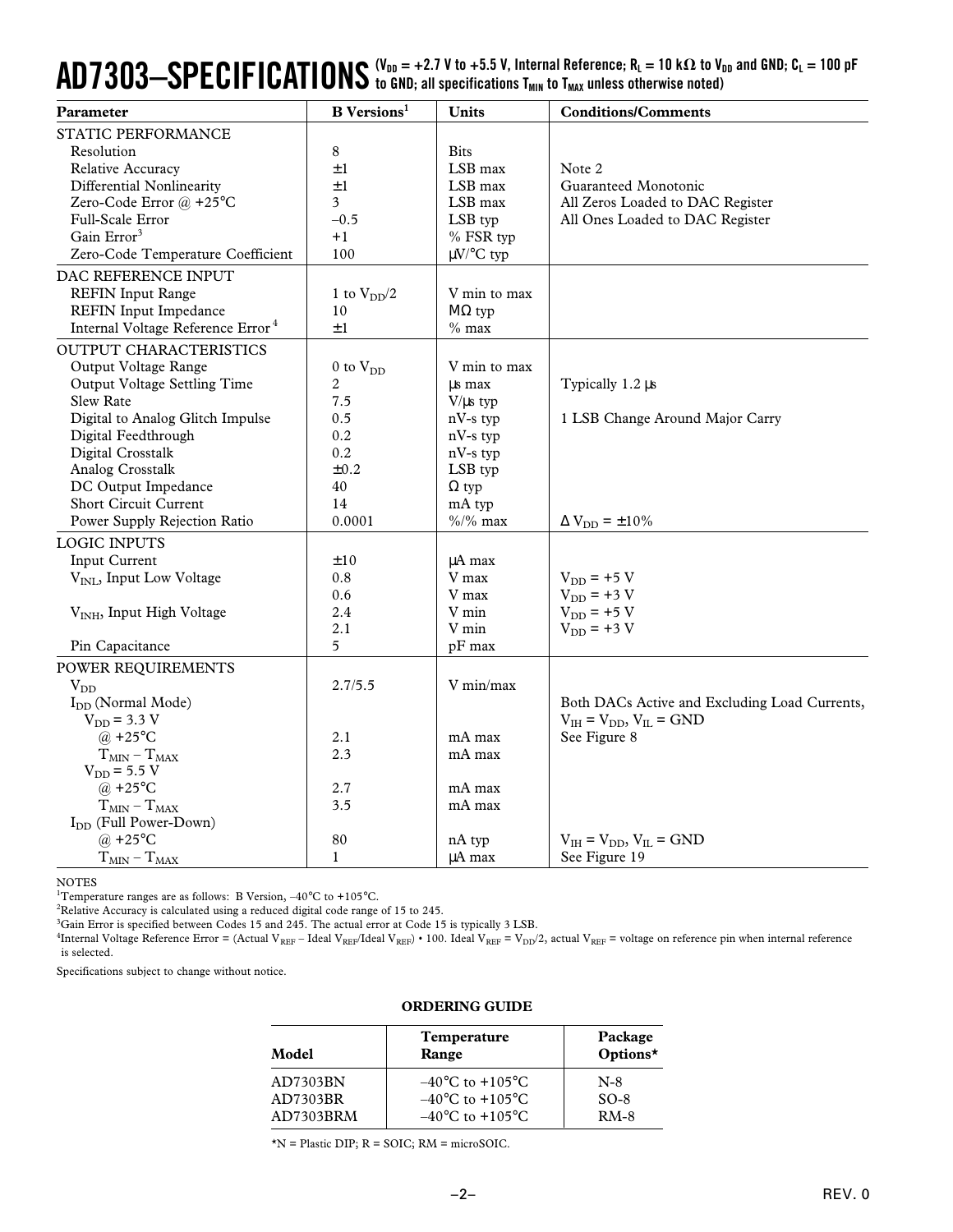# AD7303–SPECIFICATIONS

($V_{DD}$ = +2.7 V to +5.5 V, Internal Reference; $R_L$ = 10 kΩ to $V_{DD}$ and GND; $C_L$ = 100 pF to GND; all specifications $T_{MIN}$ to $T_{MAX}$ unless otherwise noted)

| Parameter | B Versions[1] | Units | Conditions/Comments |
|---|---|---|---|
| **STATIC PERFORMANCE** | | | |
| Resolution | 8 | Bits | |
| Relative Accuracy | ±1 | LSB max | Note 2 |
| Differential Nonlinearity | ±1 | LSB max | Guaranteed Monotonic |
| Zero-Code Error @ +25°C | 3 | LSB max | All Zeros Loaded to DAC Register |
| Full-Scale Error | –0.5 | LSB typ | All Ones Loaded to DAC Register |
| Gain Error[3] | +1 | % FSR typ | |
| Zero-Code Temperature Coefficient | 100 | μV/°C typ | |
| **DAC REFERENCE INPUT** | | | |
| REFIN Input Range | 1 to $V_{DD}/2$ | V min to max | |
| REFIN Input Impedance | 10 | MΩ typ | |
| Internal Voltage Reference Error[4] | ±1 | % max | |
| **OUTPUT CHARACTERISTICS** | | | |
| Output Voltage Range | 0 to $V_{DD}$ | V min to max | |
| Output Voltage Settling Time | 2 | μs max | Typically 1.2 μs |
| Slew Rate | 7.5 | V/μs typ | |
| Digital to Analog Glitch Impulse | 0.5 | nV-s typ | 1 LSB Change Around Major Carry |
| Digital Feedthrough | 0.2 | nV-s typ | |
| Digital Crosstalk | 0.2 | nV-s typ | |
| Analog Crosstalk | ±0.2 | LSB typ | |
| DC Output Impedance | 40 | Ω typ | |
| Short Circuit Current | 14 | mA typ | |
| Power Supply Rejection Ratio | 0.0001 | %/% max | $\Delta V_{DD}$ = ±10% |
| **LOGIC INPUTS** | | | |
| Input Current | ±10 | μA max | |
| $V_{INL}$, Input Low Voltage | 0.8 | V max | $V_{DD}$ = +5 V |
| | 0.6 | V max | $V_{DD}$ = +3 V |
| $V_{INH}$, Input High Voltage | 2.4 | V min | $V_{DD}$ = +5 V |
| | 2.1 | V min | $V_{DD}$ = +3 V |
| Pin Capacitance | 5 | pF max | |
| **POWER REQUIREMENTS** | | | |
| $V_{DD}$ | 2.7/5.5 | V min/max | |
| $I_{DD}$ (Normal Mode) | | | Both DACs Active and Excluding Load Currents, |
| $V_{DD}$ = 3.3 V | | | $V_{IH} = V_{DD}$, $V_{IL}$ = GND |
| @ +25°C | 2.1 | mA max | See Figure 8 |
| $T_{MIN} - T_{MAX}$ | 2.3 | mA max | |
| $V_{DD}$ = 5.5 V | | | |
| @ +25°C | 2.7 | mA max | |
| $T_{MIN} - T_{MAX}$ | 3.5 | mA max | |
| $I_{DD}$ (Full Power-Down) | | | |
| @ +25°C | 80 | nA typ | $V_{IH} = V_{DD}$, $V_{IL}$ = GND |
| $T_{MIN} - T_{MAX}$ | 1 | μA max | See Figure 19 |

NOTES

[1]Temperature ranges are as follows: B Version, –40°C to +105°C.

[2]Relative Accuracy is calculated using a reduced digital code range of 15 to 245.

[3]Gain Error is specified between Codes 15 and 245. The actual error at Code 15 is typically 3 LSB.

[4]Internal Voltage Reference Error = (Actual $V_{REF}$ – Ideal $V_{REF}$/Ideal $V_{REF}$) • 100. Ideal $V_{REF}$ = $V_{DD}/2$, actual $V_{REF}$ = voltage on reference pin when internal reference is selected.

Specifications subject to change without notice.

**ORDERING GUIDE**

| Model | Temperature Range | Package Options* |
|---|---|---|
| AD7303BN | –40°C to +105°C | N-8 |
| AD7303BR | –40°C to +105°C | SO-8 |
| AD7303BRM | –40°C to +105°C | RM-8 |

*N = Plastic DIP; R = SOIC; RM = microSOIC.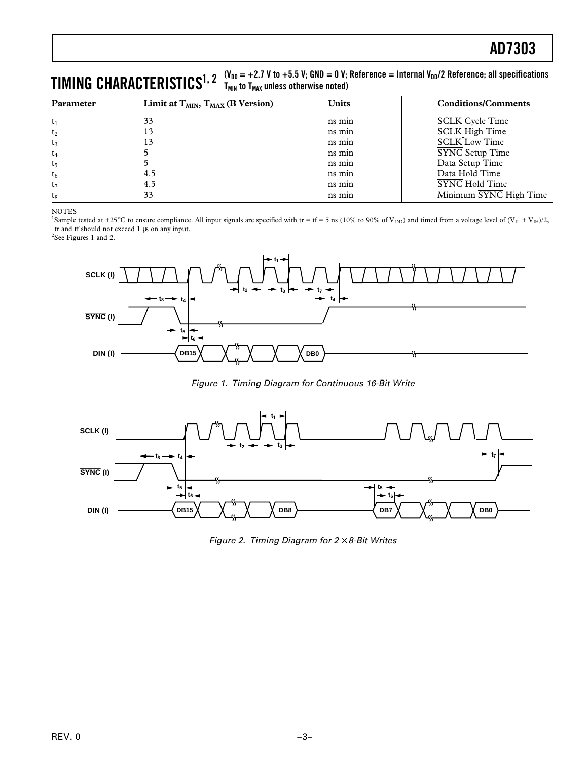## TIMING CHARACTERISTICS[1, 2]

($V_{DD}$ = +2.7 V to +5.5 V; GND = 0 V; Reference = Internal $V_{DD}$/2 Reference; all specifications $T_{MIN}$ to $T_{MAX}$ unless otherwise noted)

| Parameter | Limit at $T_{MIN}$, $T_{MAX}$ (B Version) | Units | Conditions/Comments |
|---|---|---|---|
| $t_1$ | 33 | ns min | SCLK Cycle Time |
| $t_2$ | 13 | ns min | SCLK High Time |
| $t_3$ | 13 | ns min | SCLK Low Time |
| $t_4$ | 5 | ns min | $\overline{SYNC}$ Setup Time |
| $t_5$ | 5 | ns min | Data Setup Time |
| $t_6$ | 4.5 | ns min | Data Hold Time |
| $t_7$ | 4.5 | ns min | $\overline{SYNC}$ Hold Time |
| $t_8$ | 33 | ns min | Minimum $\overline{SYNC}$ High Time |

NOTES

[1]Sample tested at +25°C to ensure compliance. All input signals are specified with tr = tf = 5 ns (10% to 90% of $V_{DD}$) and timed from a voltage level of ($V_{IL}$ + $V_{IH}$)/2, tr and tf should not exceed 1 µs on any input.

[2]See Figures 1 and 2.

Figure 1. Timing Diagram for Continuous 16-Bit Write

Figure 2. Timing Diagram for 2 × 8-Bit Writes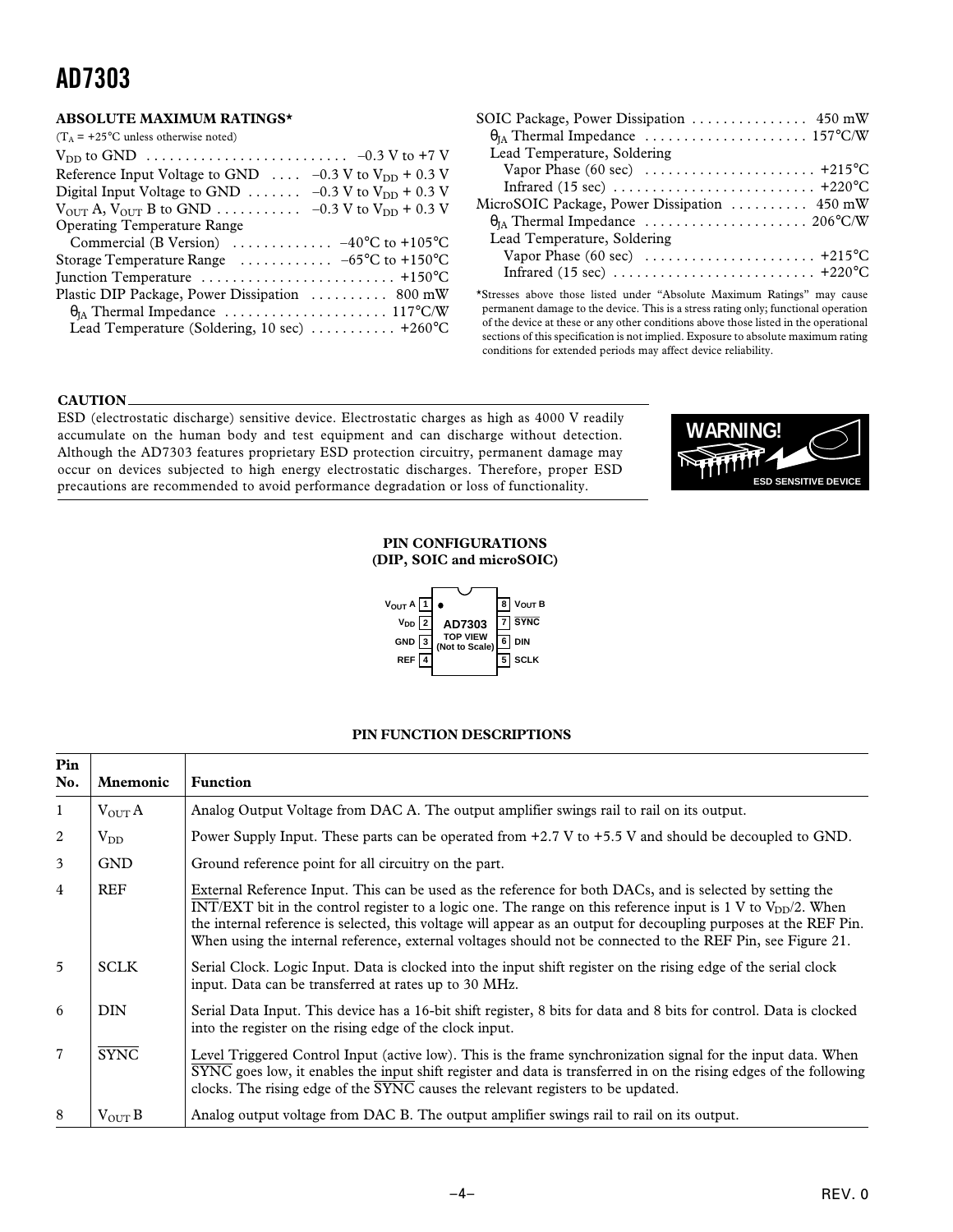## ABSOLUTE MAXIMUM RATINGS*

($T_A$ = +25°C unless otherwise noted)

$V_{DD}$ to GND . . . . . . . . . . . . . . . . . . . . . . . . . –0.3 V to +7 V
Reference Input Voltage to GND . . . . –0.3 V to $V_{DD}$ + 0.3 V
Digital Input Voltage to GND . . . . . . . –0.3 V to $V_{DD}$ + 0.3 V
$V_{OUT}$ A, $V_{OUT}$ B to GND . . . . . . . . . . –0.3 V to $V_{DD}$ + 0.3 V
Operating Temperature Range
  Commercial (B Version) . . . . . . . . . . . . –40°C to +105°C
Storage Temperature Range . . . . . . . . . . . –65°C to +150°C
Junction Temperature . . . . . . . . . . . . . . . . . . . . . . . . +150°C
Plastic DIP Package, Power Dissipation . . . . . . . . . . 800 mW
  $\theta_{JA}$ Thermal Impedance . . . . . . . . . . . . . . . . . . . . 117°C/W
  Lead Temperature (Soldering, 10 sec) . . . . . . . . . . . +260°C
SOIC Package, Power Dissipation . . . . . . . . . . . . . . . 450 mW
  $\theta_{JA}$ Thermal Impedance . . . . . . . . . . . . . . . . . . . . 157°C/W
  Lead Temperature, Soldering
    Vapor Phase (60 sec) . . . . . . . . . . . . . . . . . . . . . . +215°C
    Infrared (15 sec) . . . . . . . . . . . . . . . . . . . . . . . . . . +220°C
MicroSOIC Package, Power Dissipation . . . . . . . . . . 450 mW
  $\theta_{JA}$ Thermal Impedance . . . . . . . . . . . . . . . . . . . . 206°C/W
  Lead Temperature, Soldering
    Vapor Phase (60 sec) . . . . . . . . . . . . . . . . . . . . . . +215°C
    Infrared (15 sec) . . . . . . . . . . . . . . . . . . . . . . . . . . +220°C

*Stresses above those listed under "Absolute Maximum Ratings" may cause permanent damage to the device. This is a stress rating only; functional operation of the device at these or any other conditions above those listed in the operational sections of this specification is not implied. Exposure to absolute maximum rating conditions for extended periods may affect device reliability.

### CAUTION

ESD (electrostatic discharge) sensitive device. Electrostatic charges as high as 4000 V readily accumulate on the human body and test equipment and can discharge without detection. Although the AD7303 features proprietary ESD protection circuitry, permanent damage may occur on devices subjected to high energy electrostatic discharges. Therefore, proper ESD precautions are recommended to avoid performance degradation or loss of functionality.

WARNING! ESD SENSITIVE DEVICE

### PIN CONFIGURATIONS
### (DIP, SOIC and microSOIC)

| Pin | Name | | Pin | Name |
|---|---|---|---|---|
| 1 | $V_{OUT}$ A | AD7303 TOP VIEW (Not to Scale) | 8 | $V_{OUT}$ B |
| 2 | $V_{DD}$ | | 7 | $\overline{SYNC}$ |
| 3 | GND | | 6 | DIN |
| 4 | REF | | 5 | SCLK |

### PIN FUNCTION DESCRIPTIONS

| Pin No. | Mnemonic | Function |
|---|---|---|
| 1 | $V_{OUT}$ A | Analog Output Voltage from DAC A. The output amplifier swings rail to rail on its output. |
| 2 | $V_{DD}$ | Power Supply Input. These parts can be operated from +2.7 V to +5.5 V and should be decoupled to GND. |
| 3 | GND | Ground reference point for all circuitry on the part. |
| 4 | REF | External Reference Input. This can be used as the reference for both DACs, and is selected by setting the $\overline{INT}$/EXT bit in the control register to a logic one. The range on this reference input is 1 V to $V_{DD}/2$. When the internal reference is selected, this voltage will appear as an output for decoupling purposes at the REF Pin. When using the internal reference, external voltages should not be connected to the REF Pin, see Figure 21. |
| 5 | SCLK | Serial Clock. Logic Input. Data is clocked into the input shift register on the rising edge of the serial clock input. Data can be transferred at rates up to 30 MHz. |
| 6 | DIN | Serial Data Input. This device has a 16-bit shift register, 8 bits for data and 8 bits for control. Data is clocked into the register on the rising edge of the clock input. |
| 7 | $\overline{SYNC}$ | Level Triggered Control Input (active low). This is the frame synchronization signal for the input data. When $\overline{SYNC}$ goes low, it enables the input shift register and data is transferred in on the rising edges of the following clocks. The rising edge of the $\overline{SYNC}$ causes the relevant registers to be updated. |
| 8 | $V_{OUT}$ B | Analog output voltage from DAC B. The output amplifier swings rail to rail on its output. |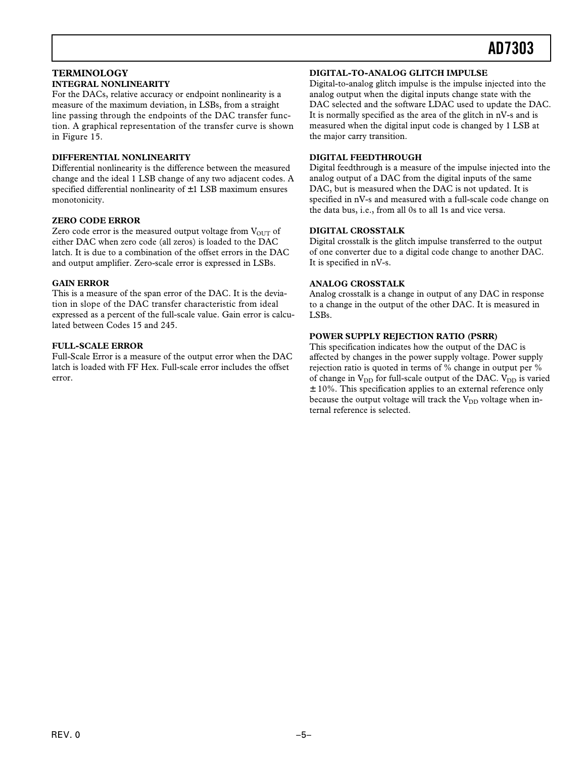## TERMINOLOGY

### INTEGRAL NONLINEARITY

For the DACs, relative accuracy or endpoint nonlinearity is a measure of the maximum deviation, in LSBs, from a straight line passing through the endpoints of the DAC transfer function. A graphical representation of the transfer curve is shown in Figure 15.

### DIFFERENTIAL NONLINEARITY

Differential nonlinearity is the difference between the measured change and the ideal 1 LSB change of any two adjacent codes. A specified differential nonlinearity of ±1 LSB maximum ensures monotonicity.

### ZERO CODE ERROR

Zero code error is the measured output voltage from $V_{OUT}$ of either DAC when zero code (all zeros) is loaded to the DAC latch. It is due to a combination of the offset errors in the DAC and output amplifier. Zero-scale error is expressed in LSBs.

### GAIN ERROR

This is a measure of the span error of the DAC. It is the deviation in slope of the DAC transfer characteristic from ideal expressed as a percent of the full-scale value. Gain error is calculated between Codes 15 and 245.

### FULL-SCALE ERROR

Full-Scale Error is a measure of the output error when the DAC latch is loaded with FF Hex. Full-scale error includes the offset error.

### DIGITAL-TO-ANALOG GLITCH IMPULSE

Digital-to-analog glitch impulse is the impulse injected into the analog output when the digital inputs change state with the DAC selected and the software LDAC used to update the DAC. It is normally specified as the area of the glitch in nV-s and is measured when the digital input code is changed by 1 LSB at the major carry transition.

### DIGITAL FEEDTHROUGH

Digital feedthrough is a measure of the impulse injected into the analog output of a DAC from the digital inputs of the same DAC, but is measured when the DAC is not updated. It is specified in nV-s and measured with a full-scale code change on the data bus, i.e., from all 0s to all 1s and vice versa.

### DIGITAL CROSSTALK

Digital crosstalk is the glitch impulse transferred to the output of one converter due to a digital code change to another DAC. It is specified in nV-s.

### ANALOG CROSSTALK

Analog crosstalk is a change in output of any DAC in response to a change in the output of the other DAC. It is measured in LSBs.

### POWER SUPPLY REJECTION RATIO (PSRR)

This specification indicates how the output of the DAC is affected by changes in the power supply voltage. Power supply rejection ratio is quoted in terms of % change in output per % of change in $V_{DD}$ for full-scale output of the DAC. $V_{DD}$ is varied ± 10%. This specification applies to an external reference only because the output voltage will track the $V_{DD}$ voltage when internal reference is selected.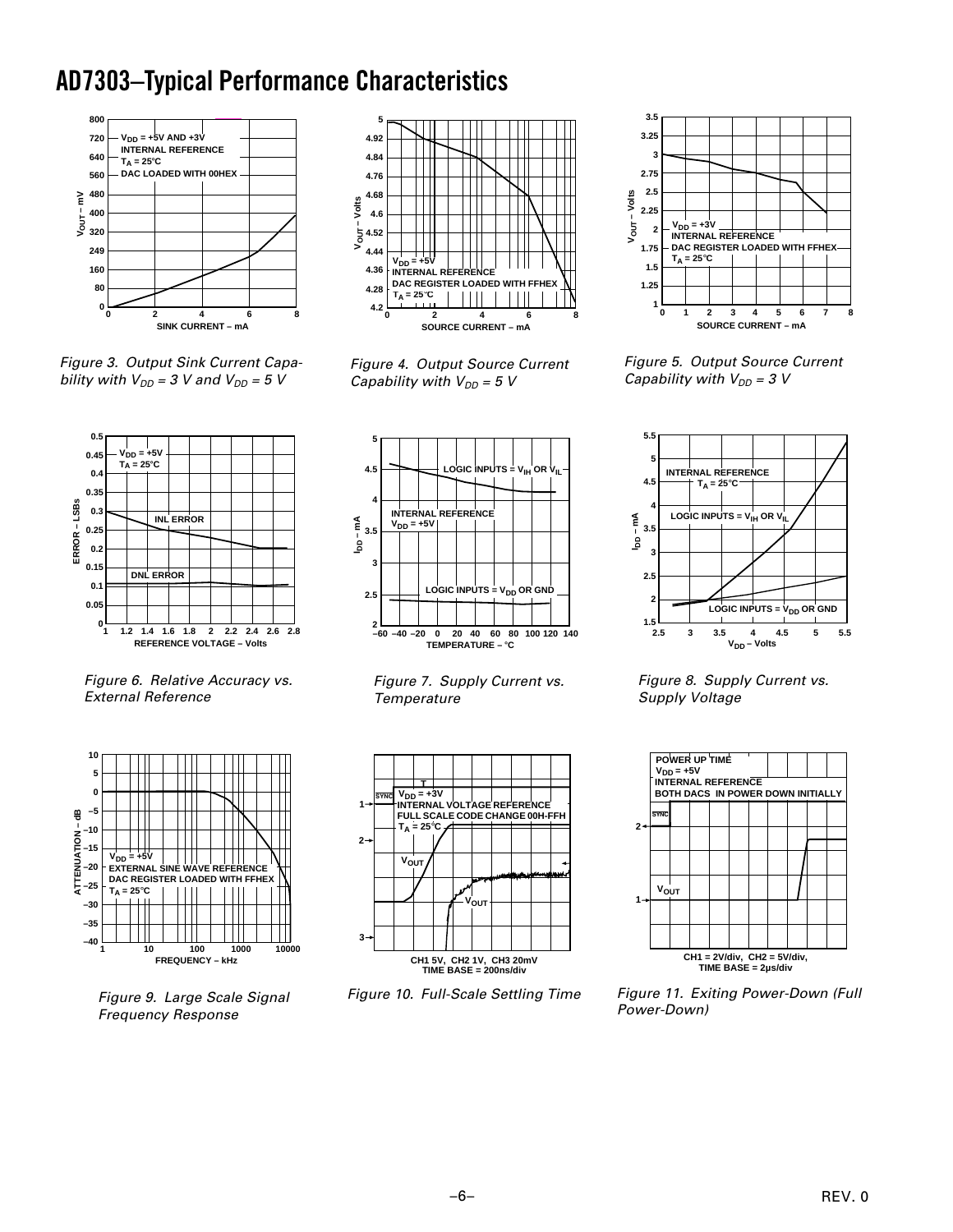# AD7303–Typical Performance Characteristics

Figure 3. Output Sink Current Capability with $V_{DD}$ = 3 V and $V_{DD}$ = 5 V

Figure 4. Output Source Current Capability with $V_{DD}$ = 5 V

Figure 5. Output Source Current Capability with $V_{DD}$ = 3 V

Figure 6. Relative Accuracy vs. External Reference

Figure 7. Supply Current vs. Temperature

Figure 8. Supply Current vs. Supply Voltage

Figure 9. Large Scale Signal Frequency Response

Figure 10. Full-Scale Settling Time

Figure 11. Exiting Power-Down (Full Power-Down)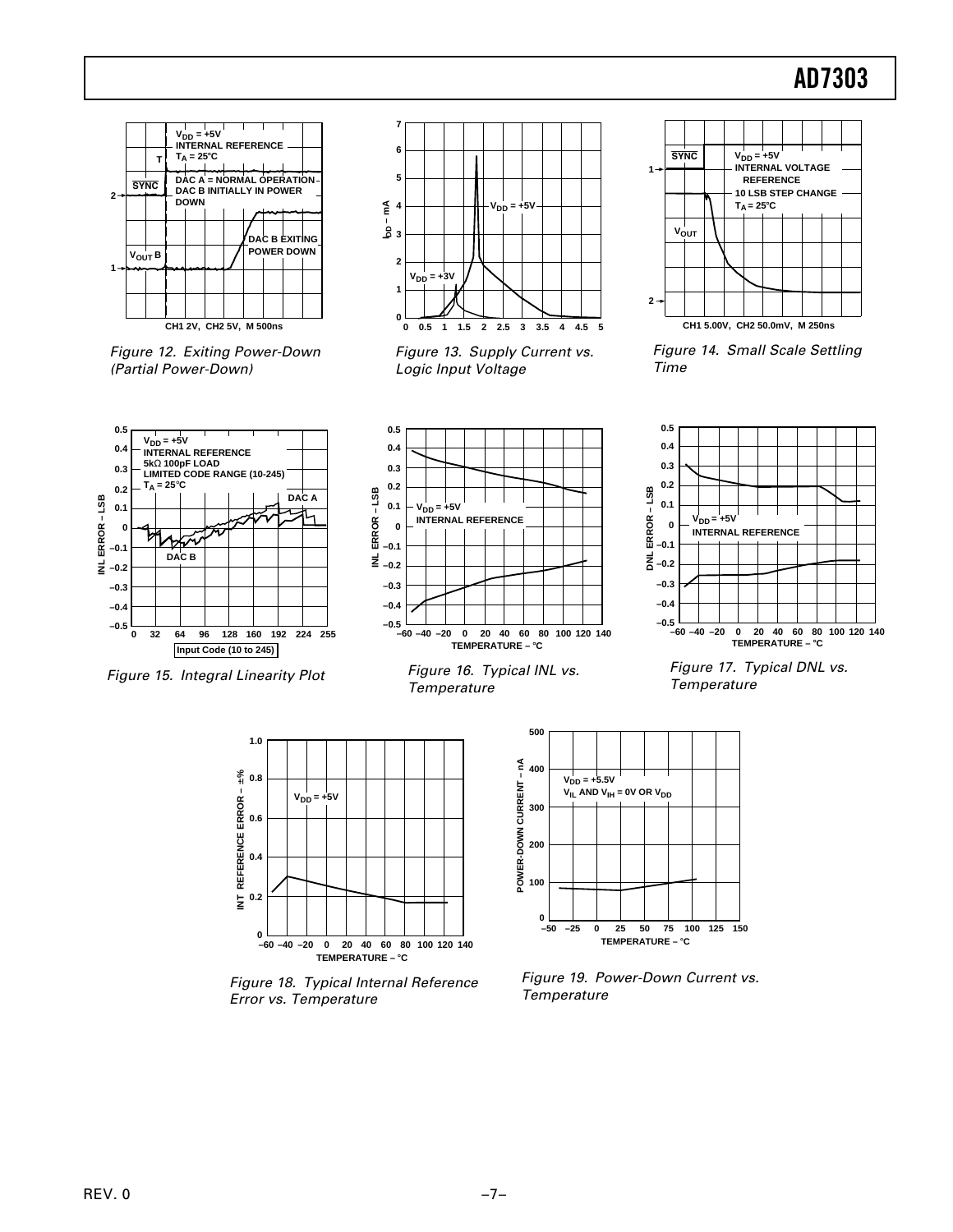*Figure 12. Exiting Power-Down (Partial Power-Down)*

*Figure 13. Supply Current vs. Logic Input Voltage*

*Figure 14. Small Scale Settling Time*

*Figure 15. Integral Linearity Plot*

*Figure 16. Typical INL vs. Temperature*

*Figure 17. Typical DNL vs. Temperature*

*Figure 18. Typical Internal Reference Error vs. Temperature*

*Figure 19. Power-Down Current vs. Temperature*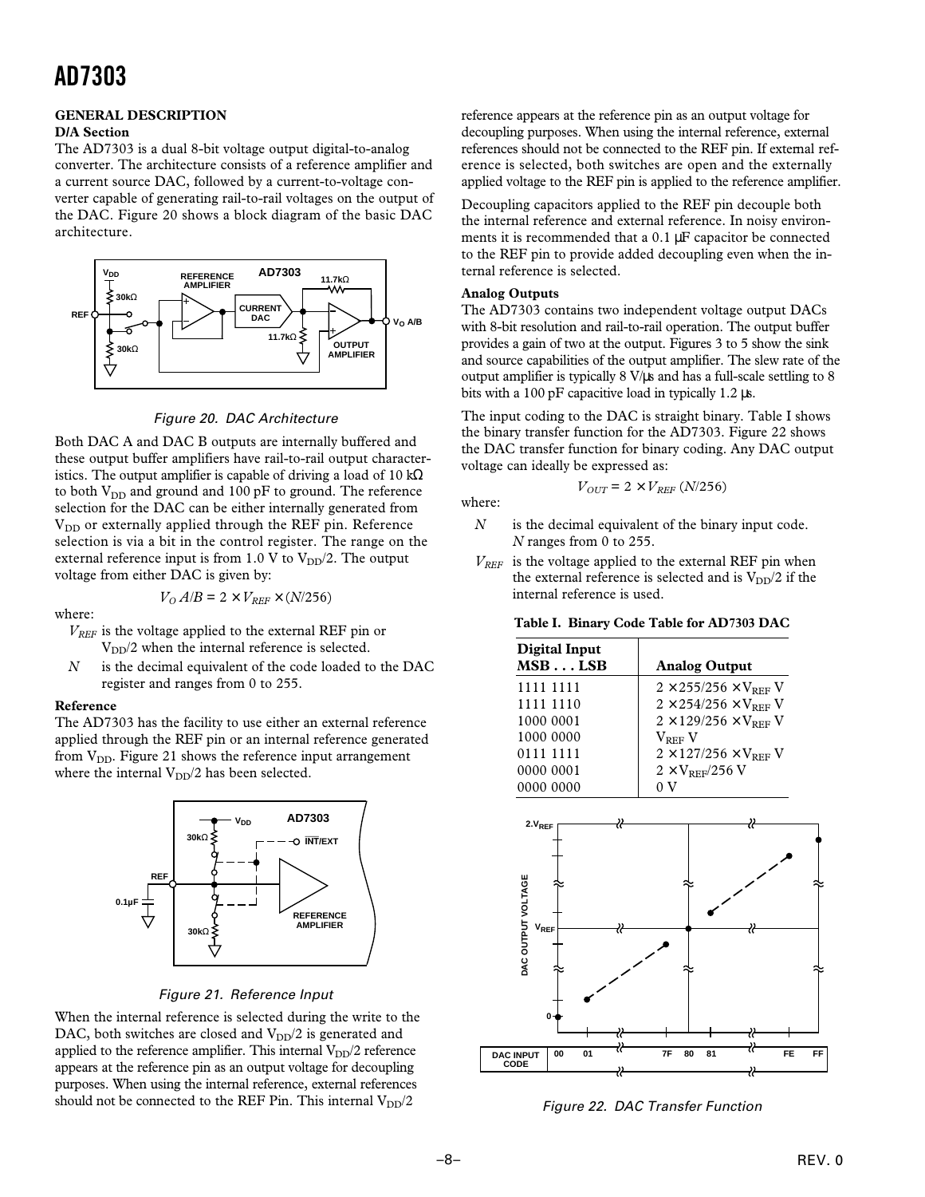## GENERAL DESCRIPTION

### D/A Section

The AD7303 is a dual 8-bit voltage output digital-to-analog converter. The architecture consists of a reference amplifier and a current source DAC, followed by a current-to-voltage converter capable of generating rail-to-rail voltages on the output of the DAC. Figure 20 shows a block diagram of the basic DAC architecture.

Figure 20. DAC Architecture

Both DAC A and DAC B outputs are internally buffered and these output buffer amplifiers have rail-to-rail output characteristics. The output amplifier is capable of driving a load of 10 kΩ to both $V_{DD}$ and ground and 100 pF to ground. The reference selection for the DAC can be either internally generated from $V_{DD}$ or externally applied through the REF pin. Reference selection is via a bit in the control register. The range on the external reference input is from 1.0 V to $V_{DD}/2$. The output voltage from either DAC is given by:

$$V_O\ A/B = 2 \times V_{REF} \times (N/256)$$

where:

$V_{REF}$ is the voltage applied to the external REF pin or $V_{DD}/2$ when the internal reference is selected.

$N$ is the decimal equivalent of the code loaded to the DAC register and ranges from 0 to 255.

### Reference

The AD7303 has the facility to use either an external reference applied through the REF pin or an internal reference generated from $V_{DD}$. Figure 21 shows the reference input arrangement where the internal $V_{DD}/2$ has been selected.

Figure 21. Reference Input

When the internal reference is selected during the write to the DAC, both switches are closed and $V_{DD}/2$ is generated and applied to the reference amplifier. This internal $V_{DD}/2$ reference appears at the reference pin as an output voltage for decoupling purposes. When using the internal reference, external references should not be connected to the REF Pin. This internal $V_{DD}/2$ reference appears at the reference pin as an output voltage for decoupling purposes. When using the internal reference, external references should not be connected to the REF pin. If external reference is selected, both switches are open and the externally applied voltage to the REF pin is applied to the reference amplifier.

Decoupling capacitors applied to the REF pin decouple both the internal reference and external reference. In noisy environments it is recommended that a 0.1 µF capacitor be connected to the REF pin to provide added decoupling even when the internal reference is selected.

### Analog Outputs

The AD7303 contains two independent voltage output DACs with 8-bit resolution and rail-to-rail operation. The output buffer provides a gain of two at the output. Figures 3 to 5 show the sink and source capabilities of the output amplifier. The slew rate of the output amplifier is typically 8 V/µs and has a full-scale settling to 8 bits with a 100 pF capacitive load in typically 1.2 µs.

The input coding to the DAC is straight binary. Table I shows the binary transfer function for the AD7303. Figure 22 shows the DAC transfer function for binary coding. Any DAC output voltage can ideally be expressed as:

$$V_{OUT} = 2 \times V_{REF}\ (N/256)$$

where:

$N$ is the decimal equivalent of the binary input code. $N$ ranges from 0 to 255.

$V_{REF}$ is the voltage applied to the external REF pin when the external reference is selected and is $V_{DD}/2$ if the internal reference is used.

**Table I. Binary Code Table for AD7303 DAC**

| Digital Input MSB . . . LSB | Analog Output |
|---|---|
| 1111 1111 | $2 \times 255/256 \times V_{REF}$ V |
| 1111 1110 | $2 \times 254/256 \times V_{REF}$ V |
| 1000 0001 | $2 \times 129/256 \times V_{REF}$ V |
| 1000 0000 | $V_{REF}$ V |
| 0111 1111 | $2 \times 127/256 \times V_{REF}$ V |
| 0000 0001 | $2 \times V_{REF}/256$ V |
| 0000 0000 | 0 V |

Figure 22. DAC Transfer Function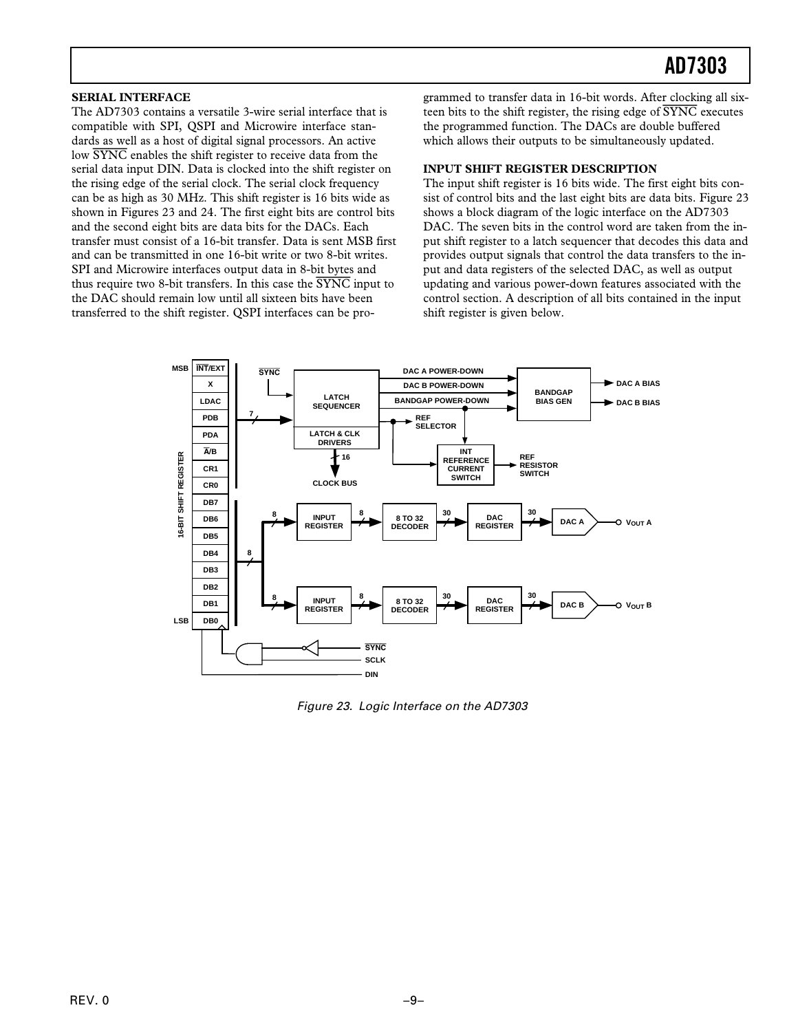## SERIAL INTERFACE

The AD7303 contains a versatile 3-wire serial interface that is compatible with SPI, QSPI and Microwire interface standards as well as a host of digital signal processors. An active low $\overline{SYNC}$ enables the shift register to receive data from the serial data input DIN. Data is clocked into the shift register on the rising edge of the serial clock. The serial clock frequency can be as high as 30 MHz. This shift register is 16 bits wide as shown in Figures 23 and 24. The first eight bits are control bits and the second eight bits are data bits for the DACs. Each transfer must consist of a 16-bit transfer. Data is sent MSB first and can be transmitted in one 16-bit write or two 8-bit writes. SPI and Microwire interfaces output data in 8-bit bytes and thus require two 8-bit transfers. In this case the $\overline{SYNC}$ input to the DAC should remain low until all sixteen bits have been transferred to the shift register. QSPI interfaces can be programmed to transfer data in 16-bit words. After clocking all sixteen bits to the shift register, the rising edge of $\overline{SYNC}$ executes the programmed function. The DACs are double buffered which allows their outputs to be simultaneously updated.

## INPUT SHIFT REGISTER DESCRIPTION

The input shift register is 16 bits wide. The first eight bits consist of control bits and the last eight bits are data bits. Figure 23 shows a block diagram of the logic interface on the AD7303 DAC. The seven bits in the control word are taken from the input shift register to a latch sequencer that decodes this data and provides output signals that control the data transfers to the input and data registers of the selected DAC, as well as output updating and various power-down features associated with the control section. A description of all bits contained in the input shift register is given below.

*Figure 23. Logic Interface on the AD7303*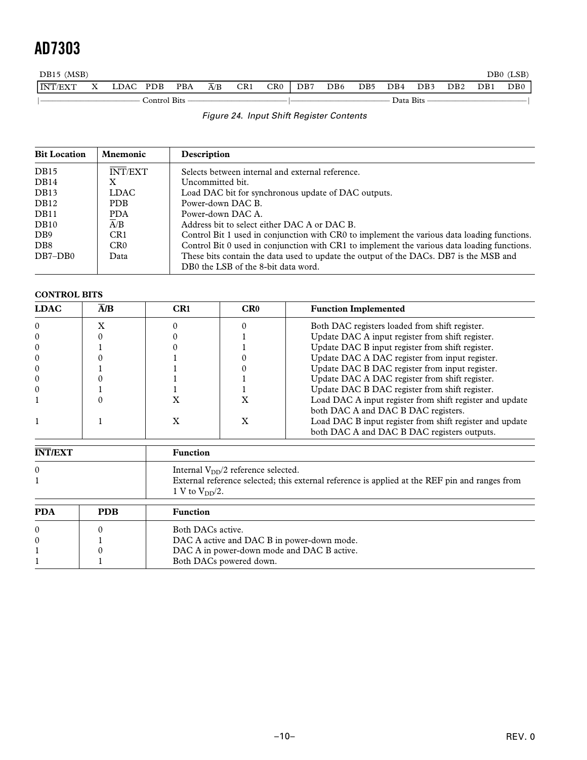| DB15 (MSB) | | | | | | | | | | | | | | | DB0 (LSB) |
|---|---|---|---|---|---|---|---|---|---|---|---|---|---|---|---|
| $\overline{INT}$/EXT | X | LDAC | PDB | PBA | $\overline{A}$/B | CR1 | CR0 | DB7 | DB6 | DB5 | DB4 | DB3 | DB2 | DB1 | DB0 |
| Control Bits | | | | | | | | Data Bits | | | | | | | |

*Figure 24. Input Shift Register Contents*

| Bit Location | Mnemonic | Description |
|---|---|---|
| DB15 | $\overline{INT}$/EXT | Selects between internal and external reference. |
| DB14 | X | Uncommitted bit. |
| DB13 | LDAC | Load DAC bit for synchronous update of DAC outputs. |
| DB12 | PDB | Power-down DAC B. |
| DB11 | PDA | Power-down DAC A. |
| DB10 | $\overline{A}$/B | Address bit to select either DAC A or DAC B. |
| DB9 | CR1 | Control Bit 1 used in conjunction with CR0 to implement the various data loading functions. |
| DB8 | CR0 | Control Bit 0 used in conjunction with CR1 to implement the various data loading functions. |
| DB7–DB0 | Data | These bits contain the data used to update the output of the DACs. DB7 is the MSB and DB0 the LSB of the 8-bit data word. |

**CONTROL BITS**

| LDAC | $\overline{A}$/B | CR1 | CR0 | Function Implemented |
|---|---|---|---|---|
| 0 | X | 0 | 0 | Both DAC registers loaded from shift register. |
| 0 | 0 | 0 | 1 | Update DAC A input register from shift register. |
| 0 | 1 | 0 | 1 | Update DAC B input register from shift register. |
| 0 | 0 | 1 | 0 | Update DAC A DAC register from input register. |
| 0 | 1 | 1 | 0 | Update DAC B DAC register from input register. |
| 0 | 0 | 1 | 1 | Update DAC A DAC register from shift register. |
| 0 | 1 | 1 | 1 | Update DAC B DAC register from shift register. |
| 1 | 0 | X | X | Load DAC A input register from shift register and update both DAC A and DAC B DAC registers. |
| 1 | 1 | X | X | Load DAC B input register from shift register and update both DAC A and DAC B DAC registers outputs. |

| $\overline{INT}$/EXT | Function |
|---|---|
| 0 | Internal $V_{DD}/2$ reference selected. |
| 1 | External reference selected; this external reference is applied at the REF pin and ranges from 1 V to $V_{DD}/2$. |

| PDA | PDB | Function |
|---|---|---|
| 0 | 0 | Both DACs active. |
| 0 | 1 | DAC A active and DAC B in power-down mode. |
| 1 | 0 | DAC A in power-down mode and DAC B active. |
| 1 | 1 | Both DACs powered down. |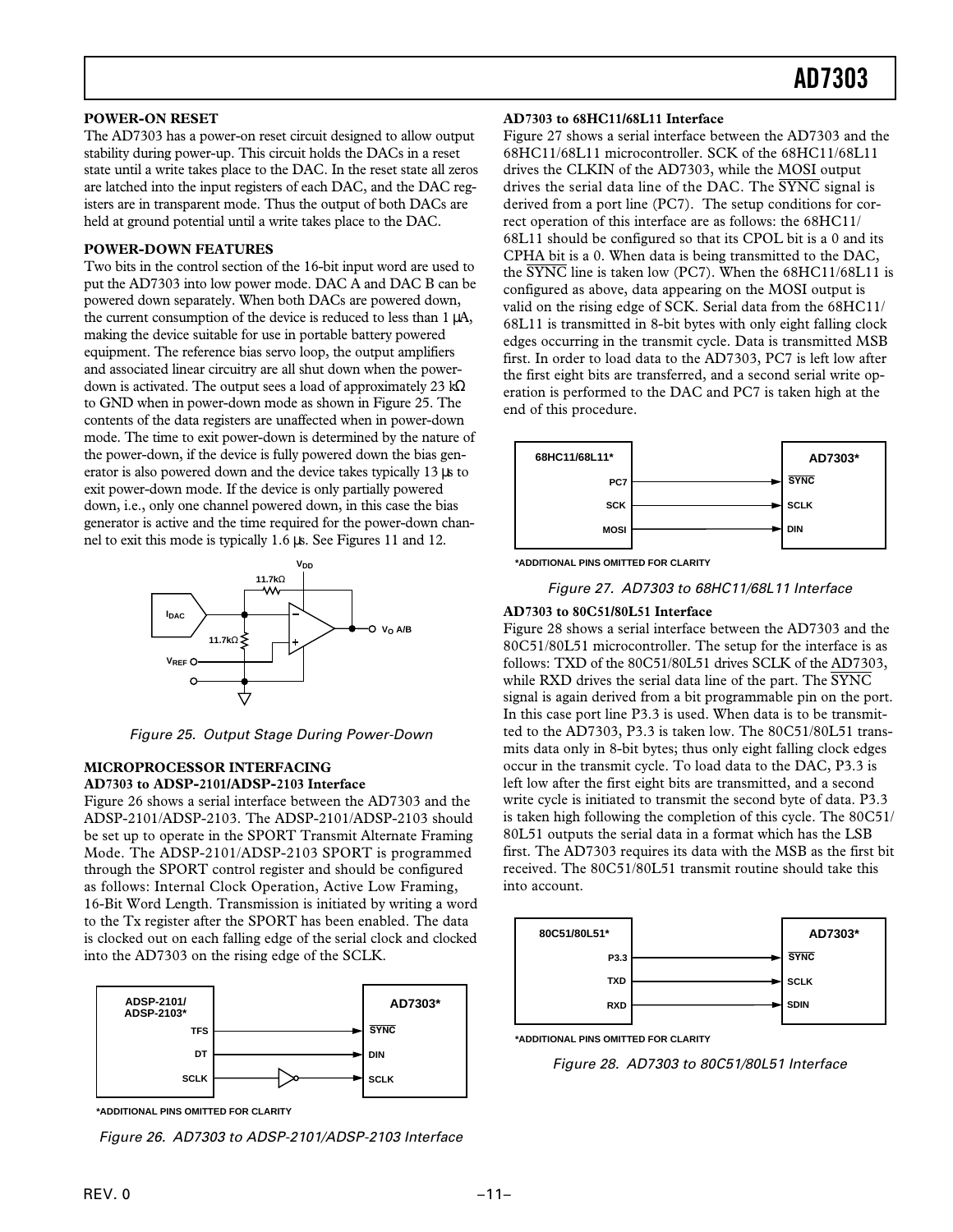## POWER-ON RESET

The AD7303 has a power-on reset circuit designed to allow output stability during power-up. This circuit holds the DACs in a reset state until a write takes place to the DAC. In the reset state all zeros are latched into the input registers of each DAC, and the DAC registers are in transparent mode. Thus the output of both DACs are held at ground potential until a write takes place to the DAC.

## POWER-DOWN FEATURES

Two bits in the control section of the 16-bit input word are used to put the AD7303 into low power mode. DAC A and DAC B can be powered down separately. When both DACs are powered down, the current consumption of the device is reduced to less than 1 μA, making the device suitable for use in portable battery powered equipment. The reference bias servo loop, the output amplifiers and associated linear circuitry are all shut down when the power-down is activated. The output sees a load of approximately 23 kΩ to GND when in power-down mode as shown in Figure 25. The contents of the data registers are unaffected when in power-down mode. The time to exit power-down is determined by the nature of the power-down, if the device is fully powered down the bias generator is also powered down and the device takes typically 13 μs to exit power-down mode. If the device is only partially powered down, i.e., only one channel powered down, in this case the bias generator is active and the time required for the power-down channel to exit this mode is typically 1.6 μs. See Figures 11 and 12.

Figure 25. Output Stage During Power-Down

## MICROPROCESSOR INTERFACING

### AD7303 to ADSP-2101/ADSP-2103 Interface

Figure 26 shows a serial interface between the AD7303 and the ADSP-2101/ADSP-2103. The ADSP-2101/ADSP-2103 should be set up to operate in the SPORT Transmit Alternate Framing Mode. The ADSP-2101/ADSP-2103 SPORT is programmed through the SPORT control register and should be configured as follows: Internal Clock Operation, Active Low Framing, 16-Bit Word Length. Transmission is initiated by writing a word to the Tx register after the SPORT has been enabled. The data is clocked out on each falling edge of the serial clock and clocked into the AD7303 on the rising edge of the SCLK.

*ADDITIONAL PINS OMITTED FOR CLARITY

Figure 26. AD7303 to ADSP-2101/ADSP-2103 Interface

### AD7303 to 68HC11/68L11 Interface

Figure 27 shows a serial interface between the AD7303 and the 68HC11/68L11 microcontroller. SCK of the 68HC11/68L11 drives the CLKIN of the AD7303, while the MOSI output drives the serial data line of the DAC. The SYNC signal is derived from a port line (PC7). The setup conditions for correct operation of this interface are as follows: the 68HC11/68L11 should be configured so that its CPOL bit is a 0 and its CPHA bit is a 0. When data is being transmitted to the DAC, the SYNC line is taken low (PC7). When the 68HC11/68L11 is configured as above, data appearing on the MOSI output is valid on the rising edge of SCK. Serial data from the 68HC11/68L11 is transmitted in 8-bit bytes with only eight falling clock edges occurring in the transmit cycle. Data is transmitted MSB first. In order to load data to the AD7303, PC7 is left low after the first eight bits are transferred, and a second serial write operation is performed to the DAC and PC7 is taken high at the end of this procedure.

*ADDITIONAL PINS OMITTED FOR CLARITY

Figure 27. AD7303 to 68HC11/68L11 Interface

### AD7303 to 80C51/80L51 Interface

Figure 28 shows a serial interface between the AD7303 and the 80C51/80L51 microcontroller. The setup for the interface is as follows: TXD of the 80C51/80L51 drives SCLK of the AD7303, while RXD drives the serial data line of the part. The SYNC signal is again derived from a bit programmable pin on the port. In this case port line P3.3 is used. When data is to be transmitted to the AD7303, P3.3 is taken low. The 80C51/80L51 transmits data only in 8-bit bytes; thus only eight falling clock edges occur in the transmit cycle. To load data to the DAC, P3.3 is left low after the first eight bits are transmitted, and a second write cycle is initiated to transmit the second byte of data. P3.3 is taken high following the completion of this cycle. The 80C51/80L51 outputs the serial data in a format which has the LSB first. The AD7303 requires its data with the MSB as the first bit received. The 80C51/80L51 transmit routine should take this into account.

*ADDITIONAL PINS OMITTED FOR CLARITY

Figure 28. AD7303 to 80C51/80L51 Interface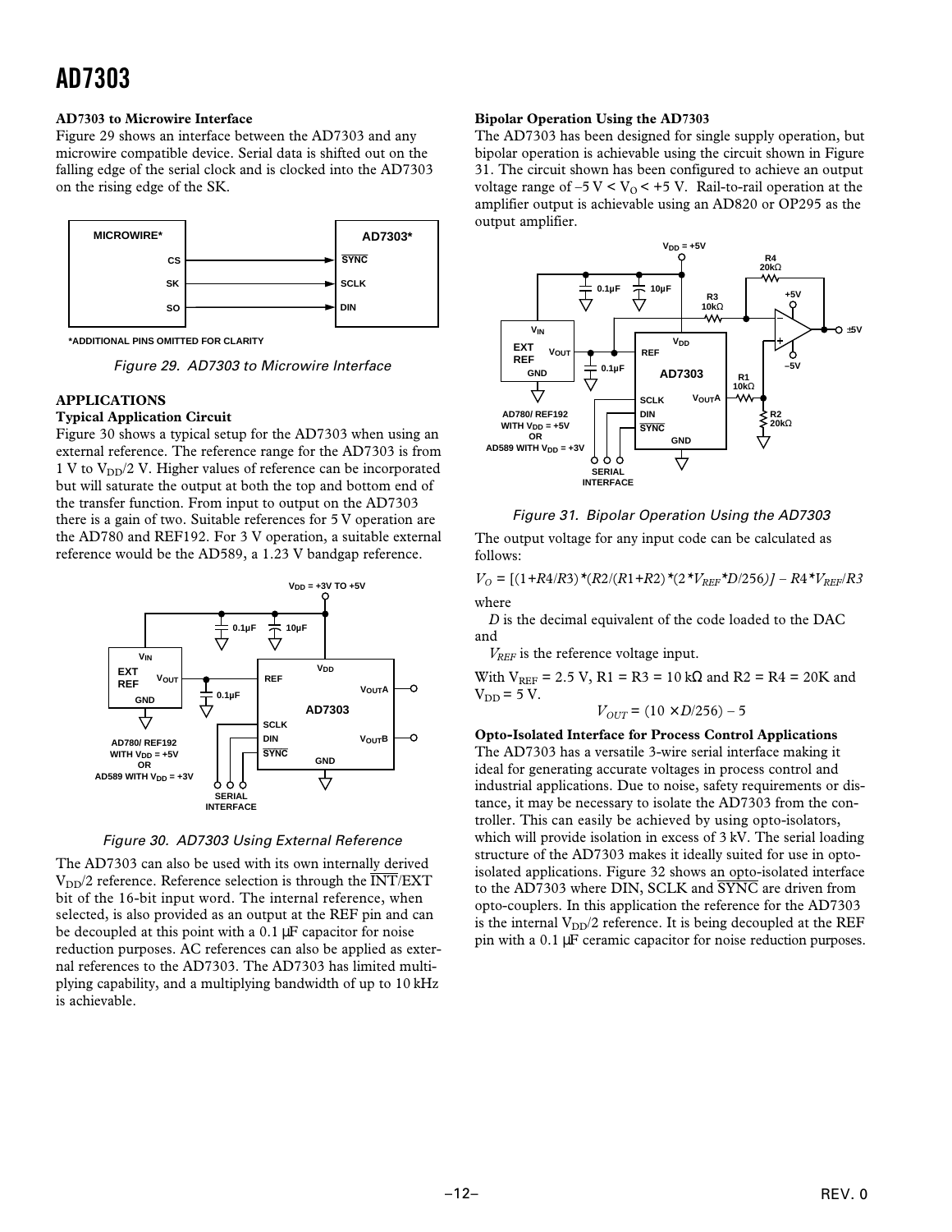**AD7303 to Microwire Interface**

Figure 29 shows an interface between the AD7303 and any microwire compatible device. Serial data is shifted out on the falling edge of the serial clock and is clocked into the AD7303 on the rising edge of the SK.

Figure 29. AD7303 to Microwire Interface

## APPLICATIONS

### Typical Application Circuit

Figure 30 shows a typical setup for the AD7303 when using an external reference. The reference range for the AD7303 is from 1 V to $V_{DD}/2$ V. Higher values of reference can be incorporated but will saturate the output at both the top and bottom end of the transfer function. From input to output on the AD7303 there is a gain of two. Suitable references for 5 V operation are the AD780 and REF192. For 3 V operation, a suitable external reference would be the AD589, a 1.23 V bandgap reference.

Figure 30. AD7303 Using External Reference

The AD7303 can also be used with its own internally derived $V_{DD}/2$ reference. Reference selection is through the $\overline{INT}$/EXT bit of the 16-bit input word. The internal reference, when selected, is also provided as an output at the REF pin and can be decoupled at this point with a 0.1 µF capacitor for noise reduction purposes. AC references can also be applied as external references to the AD7303. The AD7303 has limited multiplying capability, and a multiplying bandwidth of up to 10 kHz is achievable.

### Bipolar Operation Using the AD7303

The AD7303 has been designed for single supply operation, but bipolar operation is achievable using the circuit shown in Figure 31. The circuit shown has been configured to achieve an output voltage range of $-5\text{ V} < V_O < +5\text{ V}$. Rail-to-rail operation at the amplifier output is achievable using an AD820 or OP295 as the output amplifier.

Figure 31. Bipolar Operation Using the AD7303

The output voltage for any input code can be calculated as follows:

$$V_O = [(1+R4/R3)*(R2/(R1+R2)*(2*V_{REF}*D/256)] - R4*V_{REF}/R3$$

where

$D$ is the decimal equivalent of the code loaded to the DAC and

$V_{REF}$ is the reference voltage input.

With $V_{REF} = 2.5$ V, R1 = R3 = 10 kΩ and R2 = R4 = 20K and $V_{DD} = 5$ V.

$$V_{OUT} = (10 \times D/256) - 5$$

### Opto-Isolated Interface for Process Control Applications

The AD7303 has a versatile 3-wire serial interface making it ideal for generating accurate voltages in process control and industrial applications. Due to noise, safety requirements or distance, it may be necessary to isolate the AD7303 from the controller. This can easily be achieved by using opto-isolators, which will provide isolation in excess of 3 kV. The serial loading structure of the AD7303 makes it ideally suited for use in opto-isolated applications. Figure 32 shows an opto-isolated interface to the AD7303 where DIN, SCLK and $\overline{SYNC}$ are driven from opto-couplers. In this application the reference for the AD7303 is the internal $V_{DD}/2$ reference. It is being decoupled at the REF pin with a 0.1 µF ceramic capacitor for noise reduction purposes.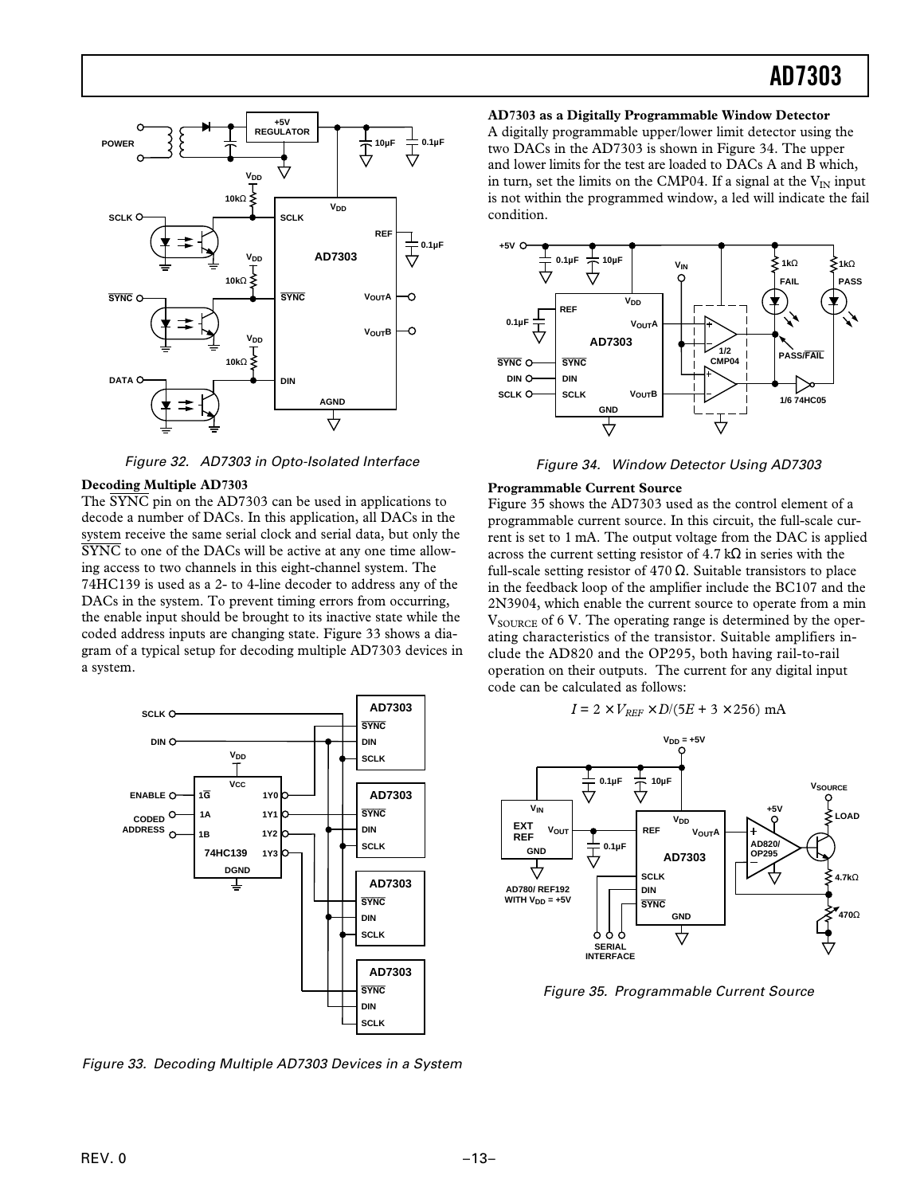Figure 32. AD7303 in Opto-Isolated Interface

**Decoding Multiple AD7303**

The $\overline{SYNC}$ pin on the AD7303 can be used in applications to decode a number of DACs. In this application, all DACs in the system receive the same serial clock and serial data, but only the $\overline{SYNC}$ to one of the DACs will be active at any one time allowing access to two channels in this eight-channel system. The 74HC139 is used as a 2- to 4-line decoder to address any of the DACs in the system. To prevent timing errors from occurring, the enable input should be brought to its inactive state while the coded address inputs are changing state. Figure 33 shows a diagram of a typical setup for decoding multiple AD7303 devices in a system.

Figure 33. Decoding Multiple AD7303 Devices in a System

**AD7303 as a Digitally Programmable Window Detector**

A digitally programmable upper/lower limit detector using the two DACs in the AD7303 is shown in Figure 34. The upper and lower limits for the test are loaded to DACs A and B which, in turn, set the limits on the CMP04. If a signal at the $V_{IN}$ input is not within the programmed window, a led will indicate the fail condition.

Figure 34. Window Detector Using AD7303

**Programmable Current Source**

Figure 35 shows the AD7303 used as the control element of a programmable current source. In this circuit, the full-scale current is set to 1 mA. The output voltage from the DAC is applied across the current setting resistor of 4.7 kΩ in series with the full-scale setting resistor of 470 Ω. Suitable transistors to place in the feedback loop of the amplifier include the BC107 and the 2N3904, which enable the current source to operate from a min $V_{SOURCE}$ of 6 V. The operating range is determined by the operating characteristics of the transistor. Suitable amplifiers include the AD820 and the OP295, both having rail-to-rail operation on their outputs. The current for any digital input code can be calculated as follows:

$$I = 2 \times V_{REF} \times D/(5E + 3 \times 256) \text{ mA}$$

Figure 35. Programmable Current Source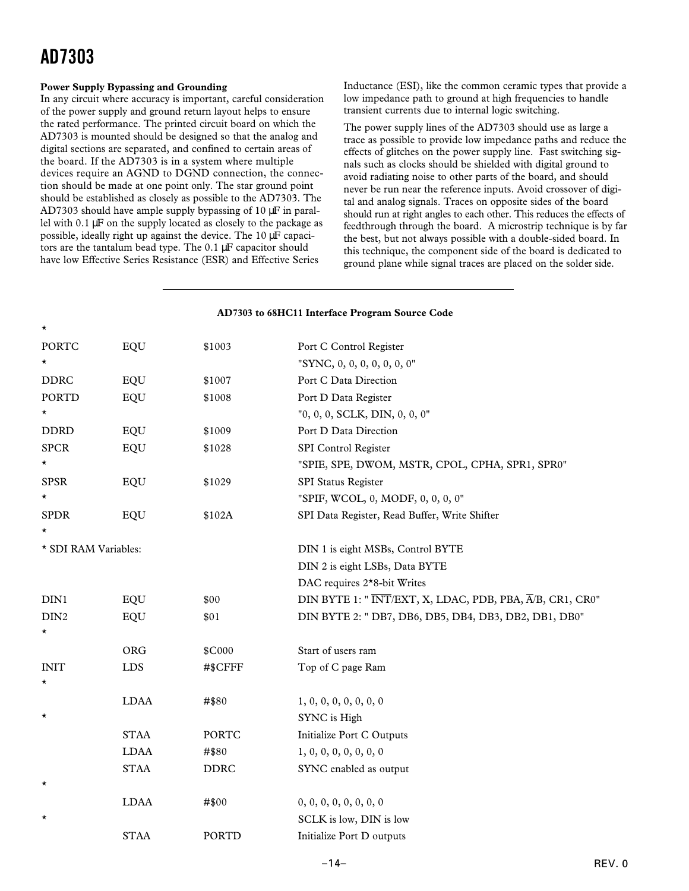### Power Supply Bypassing and Grounding

In any circuit where accuracy is important, careful consideration of the power supply and ground return layout helps to ensure the rated performance. The printed circuit board on which the AD7303 is mounted should be designed so that the analog and digital sections are separated, and confined to certain areas of the board. If the AD7303 is in a system where multiple devices require an AGND to DGND connection, the connection should be made at one point only. The star ground point should be established as closely as possible to the AD7303. The AD7303 should have ample supply bypassing of 10 µF in parallel with 0.1 µF on the supply located as closely to the package as possible, ideally right up against the device. The 10 µF capacitors are the tantalum bead type. The 0.1 µF capacitor should have low Effective Series Resistance (ESR) and Effective Series Inductance (ESI), like the common ceramic types that provide a low impedance path to ground at high frequencies to handle transient currents due to internal logic switching.

The power supply lines of the AD7303 should use as large a trace as possible to provide low impedance paths and reduce the effects of glitches on the power supply line. Fast switching signals such as clocks should be shielded with digital ground to avoid radiating noise to other parts of the board, and should never be run near the reference inputs. Avoid crossover of digital and analog signals. Traces on opposite sides of the board should run at right angles to each other. This reduces the effects of feedthrough through the board. A microstrip technique is by far the best, but not always possible with a double-sided board. In this technique, the component side of the board is dedicated to ground plane while signal traces are placed on the solder side.

**AD7303 to 68HC11 Interface Program Source Code**

```
*
PORTC       EQU     $1003       Port C Control Register
*                               "SYNC, 0, 0, 0, 0, 0, 0, 0"
DDRC        EQU     $1007       Port C Data Direction
PORTD       EQU     $1008       Port D Data Register
*                               "0, 0, 0, SCLK, DIN, 0, 0, 0"
DDRD        EQU     $1009       Port D Data Direction
SPCR        EQU     $1028       SPI Control Register
*                               "SPIE, SPE, DWOM, MSTR, CPOL, CPHA, SPR1, SPR0"
SPSR        EQU     $1029       SPI Status Register
*                               "SPIF, WCOL, 0, MODF, 0, 0, 0, 0"
SPDR        EQU     $102A       SPI Data Register, Read Buffer, Write Shifter
*
* SDI RAM Variables:            DIN 1 is eight MSBs, Control BYTE
                                DIN 2 is eight LSBs, Data BYTE
                                DAC requires 2*8-bit Writes
DIN1        EQU     $00         DIN BYTE 1: " INT/EXT, X, LDAC, PDB, PBA, A/B, CR1, CR0"
DIN2        EQU     $01         DIN BYTE 2: " DB7, DB6, DB5, DB4, DB3, DB2, DB1, DB0"
*
            ORG     $C000       Start of users ram
INIT        LDS     #$CFFF      Top of C page Ram
*
            LDAA    #$80        1, 0, 0, 0, 0, 0, 0, 0
*                               SYNC is High
            STAA    PORTC       Initialize Port C Outputs
            LDAA    #$80        1, 0, 0, 0, 0, 0, 0, 0
            STAA    DDRC        SYNC enabled as output
*
            LDAA    #$00        0, 0, 0, 0, 0, 0, 0, 0
*                               SCLK is low, DIN is low
            STAA    PORTD       Initialize Port D outputs
```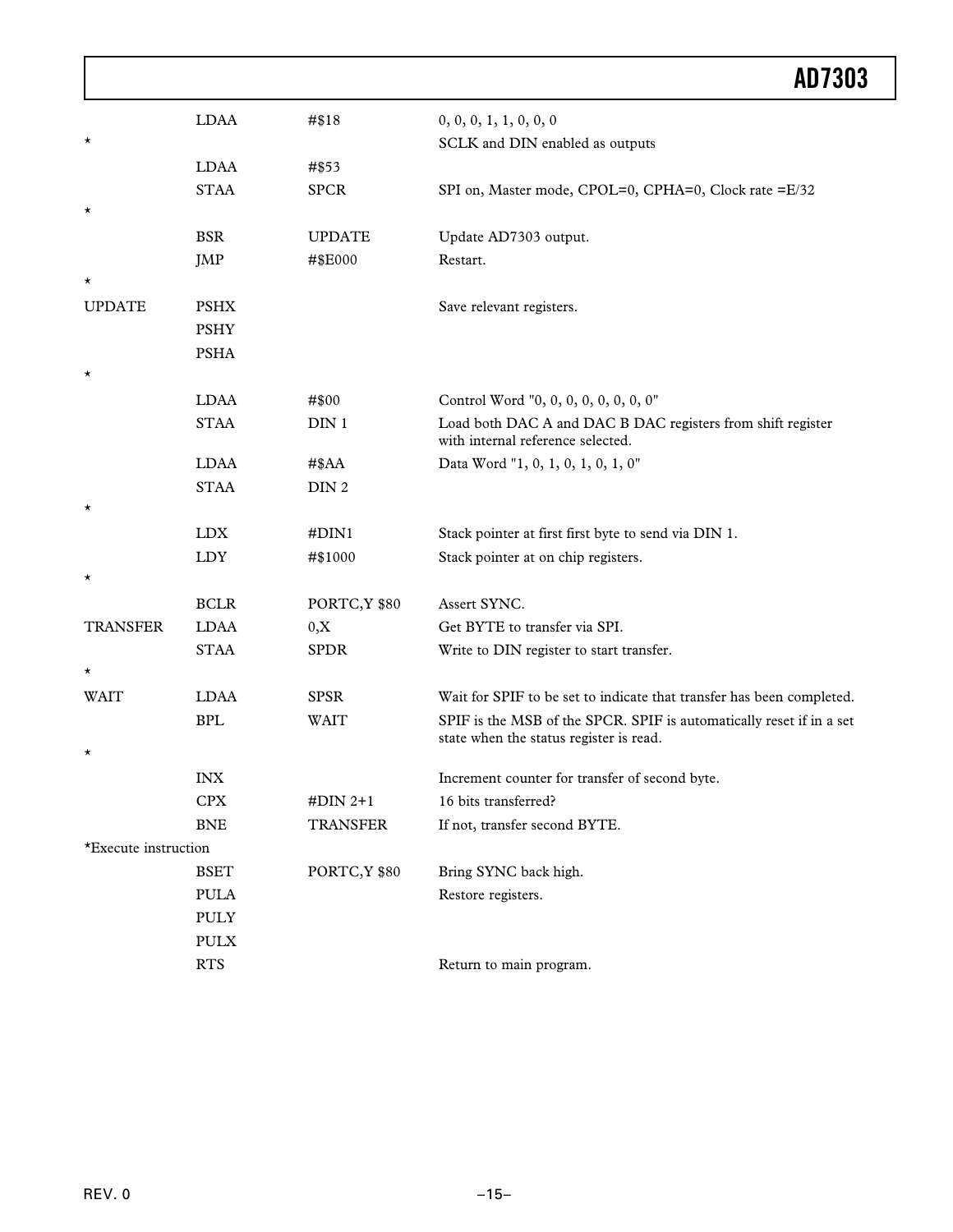```
          LDAA    #$18            0, 0, 0, 1, 1, 0, 0, 0
*                                 SCLK and DIN enabled as outputs
          LDAA    #$53
          STAA    SPCR            SPI on, Master mode, CPOL=0, CPHA=0, Clock rate =E/32
*
          BSR     UPDATE          Update AD7303 output.
          JMP     #$E000          Restart.
*
UPDATE    PSHX                    Save relevant registers.
          PSHY
          PSHA
*
          LDAA    #$00            Control Word "0, 0, 0, 0, 0, 0, 0, 0"
          STAA    DIN 1           Load both DAC A and DAC B DAC registers from shift register
                                  with internal reference selected.
          LDAA    #$AA            Data Word "1, 0, 1, 0, 1, 0, 1, 0"
          STAA    DIN 2
*
          LDX     #DIN1           Stack pointer at first first byte to send via DIN 1.
          LDY     #$1000          Stack pointer at on chip registers.
*
          BCLR    PORTC,Y $80     Assert SYNC.
TRANSFER  LDAA    0,X             Get BYTE to transfer via SPI.
          STAA    SPDR            Write to DIN register to start transfer.
*
WAIT      LDAA    SPSR            Wait for SPIF to be set to indicate that transfer has been completed.
          BPL     WAIT            SPIF is the MSB of the SPCR. SPIF is automatically reset if in a set
                                  state when the status register is read.
*
          INX                     Increment counter for transfer of second byte.
          CPX     #DIN 2+1        16 bits transferred?
          BNE     TRANSFER        If not, transfer second BYTE.
*Execute instruction
          BSET    PORTC,Y $80     Bring SYNC back high.
          PULA                    Restore registers.
          PULY
          PULX
          RTS                     Return to main program.
```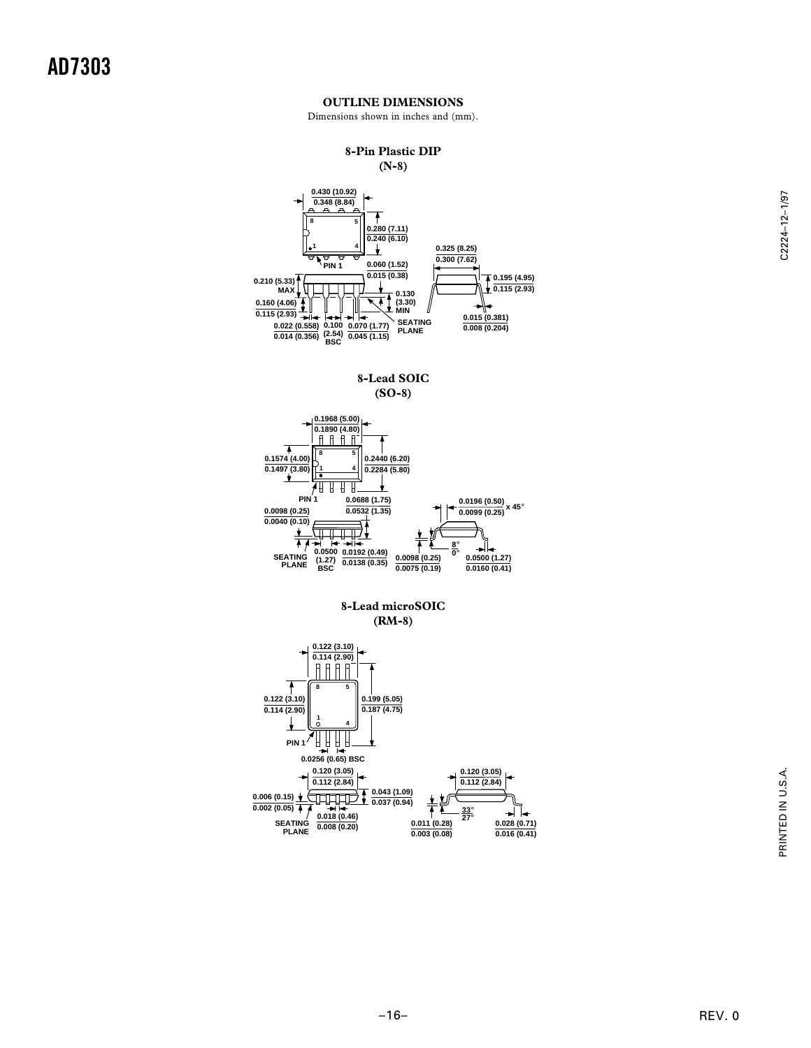## OUTLINE DIMENSIONS

Dimensions shown in inches and (mm).

### 8-Pin Plastic DIP (N-8)

0.430 (10.92)
0.348 (8.84)
8
5
0.280 (7.11)
0.240 (6.10)
1
4
PIN 1
0.325 (8.25)
0.300 (7.62)
0.060 (1.52)
0.015 (0.38)
0.210 (5.33) MAX
0.130 (3.30) MIN
0.195 (4.95)
0.115 (2.93)
0.160 (4.06)
0.115 (2.93)
0.022 (0.558)
0.014 (0.356)
0.100 (2.54) BSC
0.070 (1.77)
0.045 (1.15)
SEATING PLANE
0.015 (0.381)
0.008 (0.204)

### 8-Lead SOIC (SO-8)

0.1968 (5.00)
0.1890 (4.80)
8
5
0.1574 (4.00)
0.1497 (3.80)
1
4
0.2440 (6.20)
0.2284 (5.80)
PIN 1
0.0688 (1.75)
0.0532 (1.35)
0.0196 (0.50)
0.0099 (0.25)
x 45°
0.0098 (0.25)
0.0040 (0.10)
SEATING PLANE
0.0500 (1.27) BSC
0.0192 (0.49)
0.0138 (0.35)
0.0098 (0.25)
0.0075 (0.19)
8°
0°
0.0500 (1.27)
0.0160 (0.41)

### 8-Lead microSOIC (RM-8)

0.122 (3.10)
0.114 (2.90)
8
5
0.122 (3.10)
0.114 (2.90)
0.199 (5.05)
0.187 (4.75)
1
4
PIN 1
0.0256 (0.65) BSC
0.120 (3.05)
0.112 (2.84)
0.120 (3.05)
0.112 (2.84)
0.006 (0.15)
0.002 (0.05)
0.043 (1.09)
0.037 (0.94)
SEATING PLANE
0.018 (0.46)
0.008 (0.20)
0.011 (0.28)
0.003 (0.08)
33°
27°
0.028 (0.71)
0.016 (0.41)

C2224–12–1/97

PRINTED IN U.S.A.